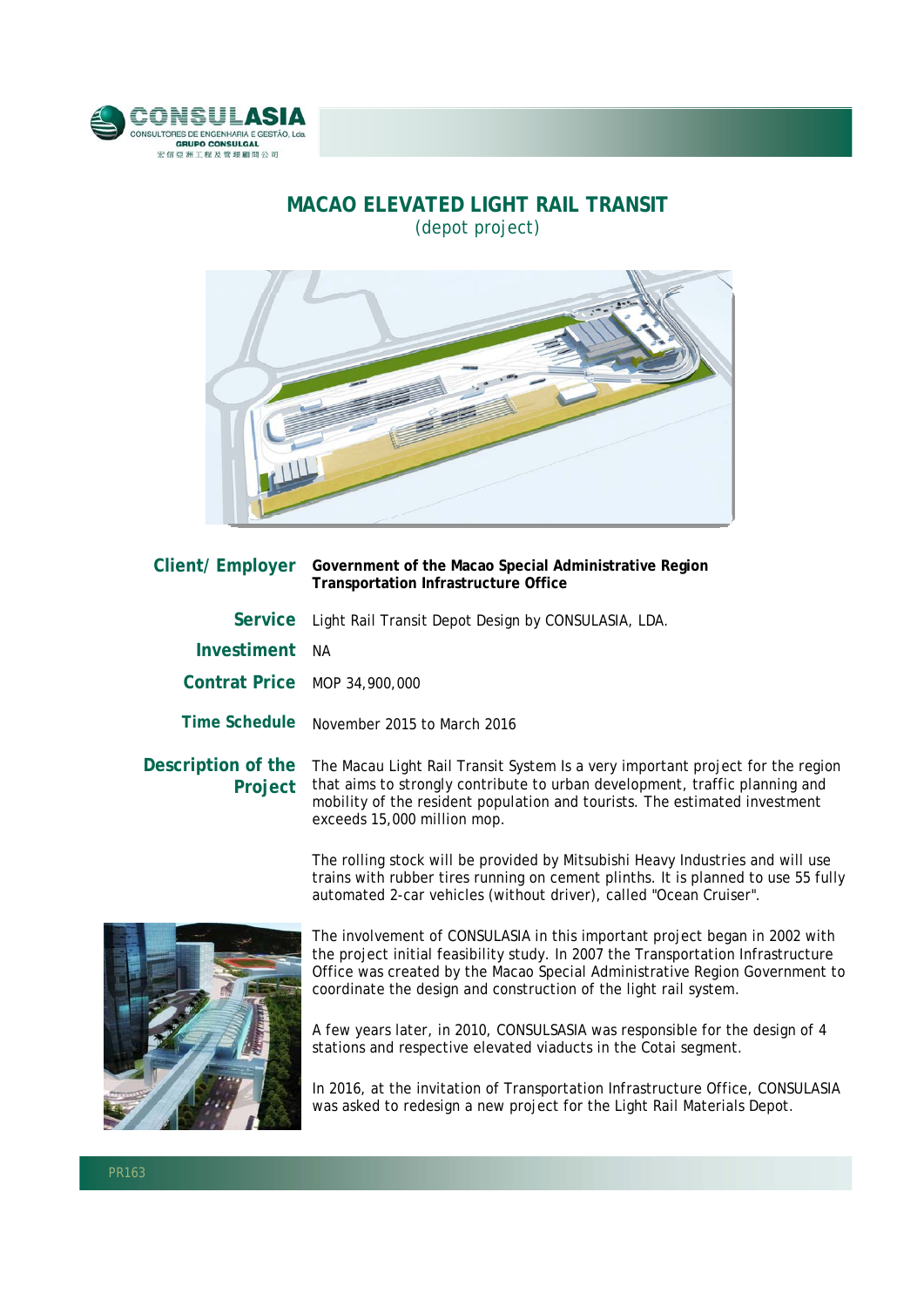# MACAO ELEVATED LIGHT RAIL TRANSIT

(depot project)

**Client/ Employer** **Government of the Macao Special Administrative Region Transportation Infrastructure Office**

**Service** Light Rail Transit Depot Design by CONSULASIA, LDA.

**Investiment** NA

**Contrat Price** MOP 34,900,000

**Time Schedule** November 2015 to March 2016

**Description of the Project**

The Macau Light Rail Transit System Is a very important project for the region that aims to strongly contribute to urban development, traffic planning and mobility of the resident population and tourists. The estimated investment exceeds 15,000 million mop.

The rolling stock will be provided by Mitsubishi Heavy Industries and will use trains with rubber tires running on cement plinths. It is planned to use 55 fully automated 2-car vehicles (without driver), called "Ocean Cruiser".

The involvement of CONSULASIA in this important project began in 2002 with the project initial feasibility study. In 2007 the Transportation Infrastructure Office was created by the Macao Special Administrative Region Government to coordinate the design and construction of the light rail system.

A few years later, in 2010, CONSULSASIA was responsible for the design of 4 stations and respective elevated viaducts in the Cotai segment.

In 2016, at the invitation of Transportation Infrastructure Office, CONSULASIA was asked to redesign a new project for the Light Rail Materials Depot.

PR163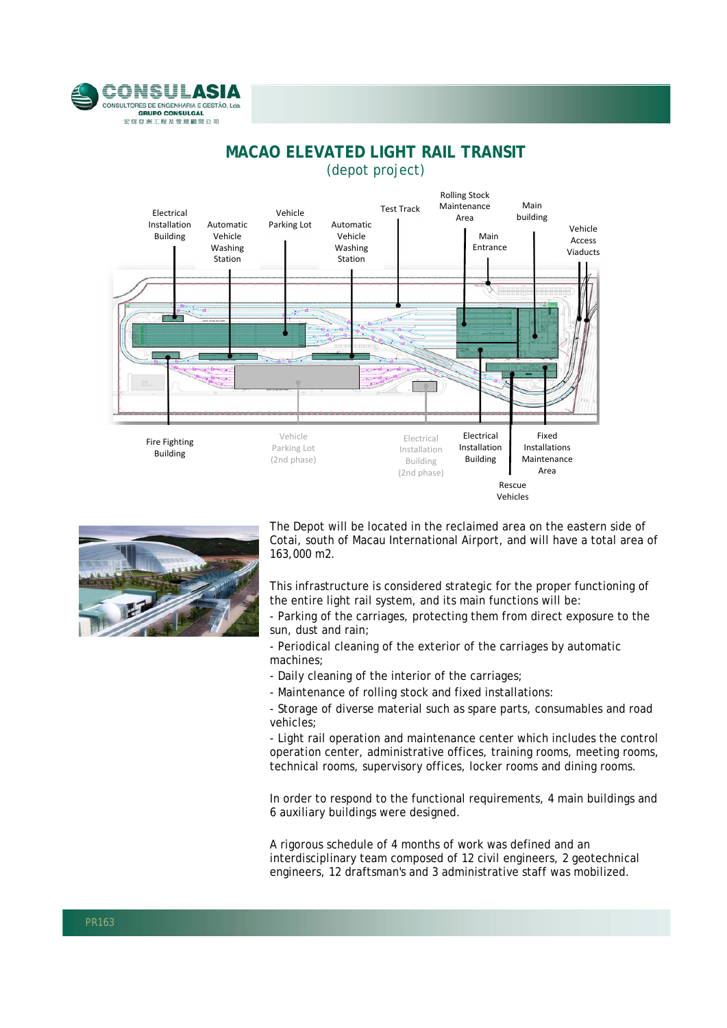# MACAO ELEVATED LIGHT RAIL TRANSIT

(depot project)

Electrical Installation Building

Automatic Vehicle Washing Station

Vehicle Parking Lot

Automatic Vehicle Washing Station

Test Track

Rolling Stock Maintenance Area

Main Entrance

Main building

Vehicle Access Viaducts

Fire Fighting Building

Vehicle Parking Lot (2nd phase)

Electrical Installation Building (2nd phase)

Electrical Installation Building

Rescue Vehicles

Fixed Installations Maintenance Area

The Depot will be located in the reclaimed area on the eastern side of Cotai, south of Macau International Airport, and will have a total area of 163,000 m2.

This infrastructure is considered strategic for the proper functioning of the entire light rail system, and its main functions will be:

- Parking of the carriages, protecting them from direct exposure to the sun, dust and rain;
- Periodical cleaning of the exterior of the carriages by automatic machines;
- Daily cleaning of the interior of the carriages;
- Maintenance of rolling stock and fixed installations:
- Storage of diverse material such as spare parts, consumables and road vehicles;
- Light rail operation and maintenance center which includes the control operation center, administrative offices, training rooms, meeting rooms, technical rooms, supervisory offices, locker rooms and dining rooms.

In order to respond to the functional requirements, 4 main buildings and 6 auxiliary buildings were designed.

A rigorous schedule of 4 months of work was defined and an interdisciplinary team composed of 12 civil engineers, 2 geotechnical engineers, 12 draftsman's and 3 administrative staff was mobilized.